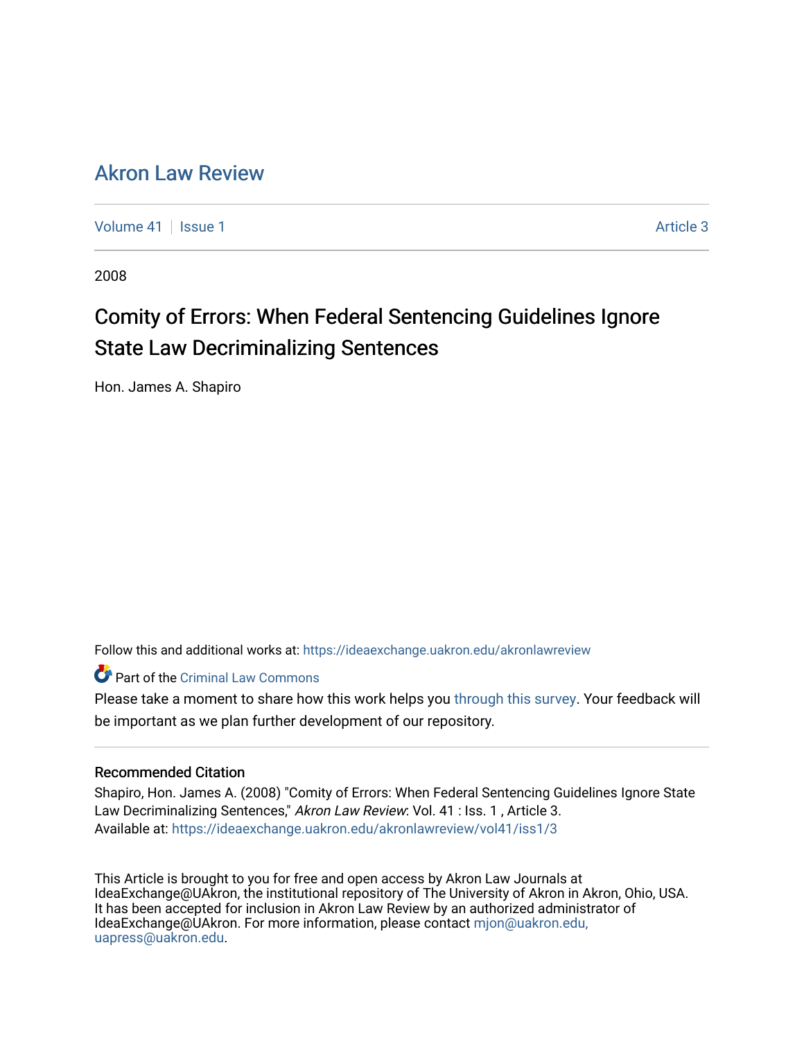# Akron Law Review

Volume 41 | Issue 1 | Article 3

2008

## Comity of Errors: When Federal Sentencing Guidelines Ignore State Law Decriminalizing Sentences

Hon. James A. Shapiro

Follow this and additional works at: https://ideaexchange.uakron.edu/akronlawreview

Part of the Criminal Law Commons

Please take a moment to share how this work helps you through this survey. Your feedback will be important as we plan further development of our repository.

### Recommended Citation

Shapiro, Hon. James A. (2008) "Comity of Errors: When Federal Sentencing Guidelines Ignore State Law Decriminalizing Sentences," *Akron Law Review*: Vol. 41 : Iss. 1 , Article 3.
Available at: https://ideaexchange.uakron.edu/akronlawreview/vol41/iss1/3

This Article is brought to you for free and open access by Akron Law Journals at IdeaExchange@UAkron, the institutional repository of The University of Akron in Akron, Ohio, USA. It has been accepted for inclusion in Akron Law Review by an authorized administrator of IdeaExchange@UAkron. For more information, please contact mjon@uakron.edu, uapress@uakron.edu.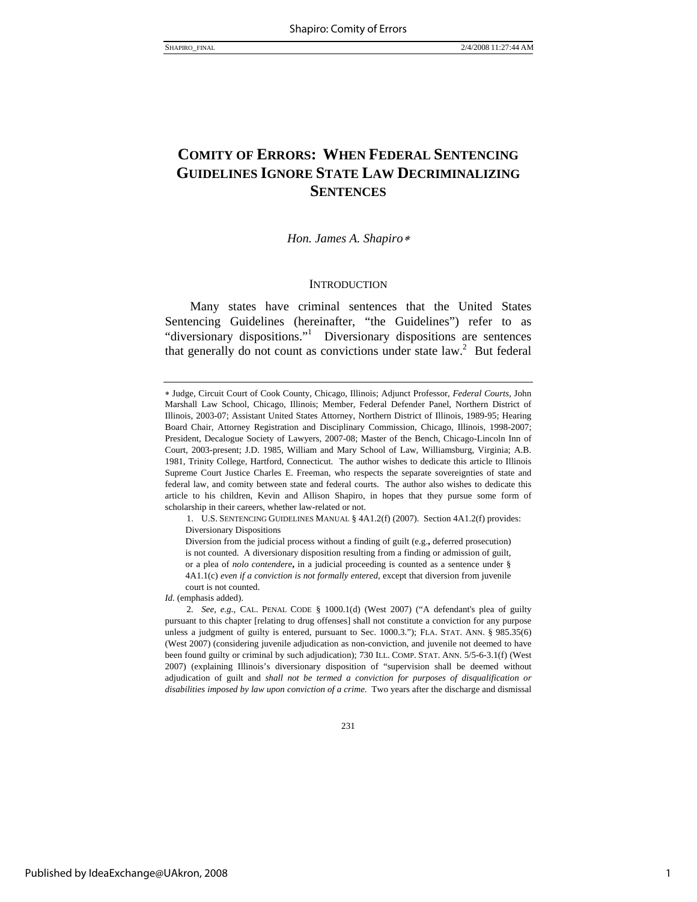# COMITY OF ERRORS: WHEN FEDERAL SENTENCING GUIDELINES IGNORE STATE LAW DECRIMINALIZING SENTENCES

*Hon. James A. Shapiro*[∗]

## INTRODUCTION

Many states have criminal sentences that the United States Sentencing Guidelines (hereinafter, "the Guidelines") refer to as "diversionary dispositions."[1] Diversionary dispositions are sentences that generally do not count as convictions under state law.[2] But federal

---

∗ Judge, Circuit Court of Cook County, Chicago, Illinois; Adjunct Professor, *Federal Courts*, John Marshall Law School, Chicago, Illinois; Member, Federal Defender Panel, Northern District of Illinois, 2003-07; Assistant United States Attorney, Northern District of Illinois, 1989-95; Hearing Board Chair, Attorney Registration and Disciplinary Commission, Chicago, Illinois, 1998-2007; President, Decalogue Society of Lawyers, 2007-08; Master of the Bench, Chicago-Lincoln Inn of Court, 2003-present; J.D. 1985, William and Mary School of Law, Williamsburg, Virginia; A.B. 1981, Trinity College, Hartford, Connecticut. The author wishes to dedicate this article to Illinois Supreme Court Justice Charles E. Freeman, who respects the separate sovereignties of state and federal law, and comity between state and federal courts. The author also wishes to dedicate this article to his children, Kevin and Allison Shapiro, in hopes that they pursue some form of scholarship in their careers, whether law-related or not.

1. U.S. SENTENCING GUIDELINES MANUAL § 4A1.2(f) (2007). Section 4A1.2(f) provides:

> Diversionary Dispositions
>
> Diversion from the judicial process without a finding of guilt (e.g.**,** deferred prosecution) is not counted. A diversionary disposition resulting from a finding or admission of guilt, or a plea of *nolo contendere***,** in a judicial proceeding is counted as a sentence under § 4A1.1(c) *even if a conviction is not formally entered*, except that diversion from juvenile court is not counted.

*Id.* (emphasis added).

2. *See, e.g.*, CAL. PENAL CODE § 1000.1(d) (West 2007) ("A defendant's plea of guilty pursuant to this chapter [relating to drug offenses] shall not constitute a conviction for any purpose unless a judgment of guilty is entered, pursuant to Sec. 1000.3."); FLA. STAT. ANN. § 985.35(6) (West 2007) (considering juvenile adjudication as non-conviction, and juvenile not deemed to have been found guilty or criminal by such adjudication); 730 ILL. COMP. STAT. ANN. 5/5-6-3.1(f) (West 2007) (explaining Illinois's diversionary disposition of "supervision shall be deemed without adjudication of guilt and *shall not be termed a conviction for purposes of disqualification or disabilities imposed by law upon conviction of a crime*. Two years after the discharge and dismissal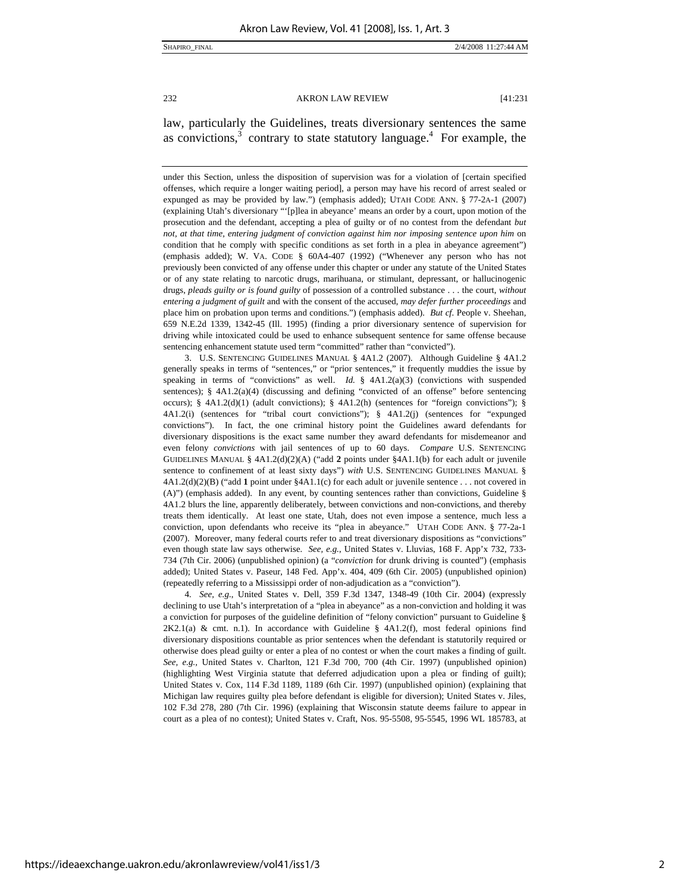law, particularly the Guidelines, treats diversionary sentences the same as convictions,[3] contrary to state statutory language.[4] For example, the

---

under this Section, unless the disposition of supervision was for a violation of [certain specified offenses, which require a longer waiting period], a person may have his record of arrest sealed or expunged as may be provided by law.") (emphasis added); UTAH CODE ANN. § 77-2A-1 (2007) (explaining Utah's diversionary "'[p]lea in abeyance' means an order by a court, upon motion of the prosecution and the defendant, accepting a plea of guilty or of no contest from the defendant *but not, at that time, entering judgment of conviction against him nor imposing sentence upon him* on condition that he comply with specific conditions as set forth in a plea in abeyance agreement") (emphasis added); W. VA. CODE § 60A4-407 (1992) ("Whenever any person who has not previously been convicted of any offense under this chapter or under any statute of the United States or of any state relating to narcotic drugs, marihuana, or stimulant, depressant, or hallucinogenic drugs, *pleads guilty or is found guilty* of possession of a controlled substance . . . the court, *without entering a judgment of guilt* and with the consent of the accused, *may defer further proceedings* and place him on probation upon terms and conditions.") (emphasis added). *But cf*. People v. Sheehan, 659 N.E.2d 1339, 1342-45 (Ill. 1995) (finding a prior diversionary sentence of supervision for driving while intoxicated could be used to enhance subsequent sentence for same offense because sentencing enhancement statute used term "committed" rather than "convicted").

3. U.S. SENTENCING GUIDELINES MANUAL § 4A1.2 (2007). Although Guideline § 4A1.2 generally speaks in terms of "sentences," or "prior sentences," it frequently muddies the issue by speaking in terms of "convictions" as well. *Id.* § 4A1.2(a)(3) (convictions with suspended sentences); § 4A1.2(a)(4) (discussing and defining "convicted of an offense" before sentencing occurs); § 4A1.2(d)(1) (adult convictions); § 4A1.2(h) (sentences for "foreign convictions"); § 4A1.2(i) (sentences for "tribal court convictions"); § 4A1.2(j) (sentences for "expunged convictions"). In fact, the one criminal history point the Guidelines award defendants for diversionary dispositions is the exact same number they award defendants for misdemeanor and even felony *convictions* with jail sentences of up to 60 days. *Compare* U.S. SENTENCING GUIDELINES MANUAL § 4A1.2(d)(2)(A) ("add **2** points under §4A1.1(b) for each adult or juvenile sentence to confinement of at least sixty days") *with* U.S. SENTENCING GUIDELINES MANUAL § 4A1.2(d)(2)(B) ("add **1** point under §4A1.1(c) for each adult or juvenile sentence . . . not covered in (A)") (emphasis added). In any event, by counting sentences rather than convictions, Guideline § 4A1.2 blurs the line, apparently deliberately, between convictions and non-convictions, and thereby treats them identically. At least one state, Utah, does not even impose a sentence, much less a conviction, upon defendants who receive its "plea in abeyance." UTAH CODE ANN. § 77-2a-1 (2007). Moreover, many federal courts refer to and treat diversionary dispositions as "convictions" even though state law says otherwise. *See, e.g.*, United States v. Lluvias, 168 F. App'x 732, 733-734 (7th Cir. 2006) (unpublished opinion) (a "*conviction* for drunk driving is counted") (emphasis added); United States v. Paseur, 148 Fed. App'x. 404, 409 (6th Cir. 2005) (unpublished opinion) (repeatedly referring to a Mississippi order of non-adjudication as a "conviction").

4. *See, e.g.*, United States v. Dell, 359 F.3d 1347, 1348-49 (10th Cir. 2004) (expressly declining to use Utah's interpretation of a "plea in abeyance" as a non-conviction and holding it was a conviction for purposes of the guideline definition of "felony conviction" pursuant to Guideline § 2K2.1(a) & cmt. n.1). In accordance with Guideline § 4A1.2(f), most federal opinions find diversionary dispositions countable as prior sentences when the defendant is statutorily required or otherwise does plead guilty or enter a plea of no contest or when the court makes a finding of guilt. *See, e.g.*, United States v. Charlton, 121 F.3d 700, 700 (4th Cir. 1997) (unpublished opinion) (highlighting West Virginia statute that deferred adjudication upon a plea or finding of guilt); United States v. Cox, 114 F.3d 1189, 1189 (6th Cir. 1997) (unpublished opinion) (explaining that Michigan law requires guilty plea before defendant is eligible for diversion); United States v. Jiles, 102 F.3d 278, 280 (7th Cir. 1996) (explaining that Wisconsin statute deems failure to appear in court as a plea of no contest); United States v. Craft, Nos. 95-5508, 95-5545, 1996 WL 185783, at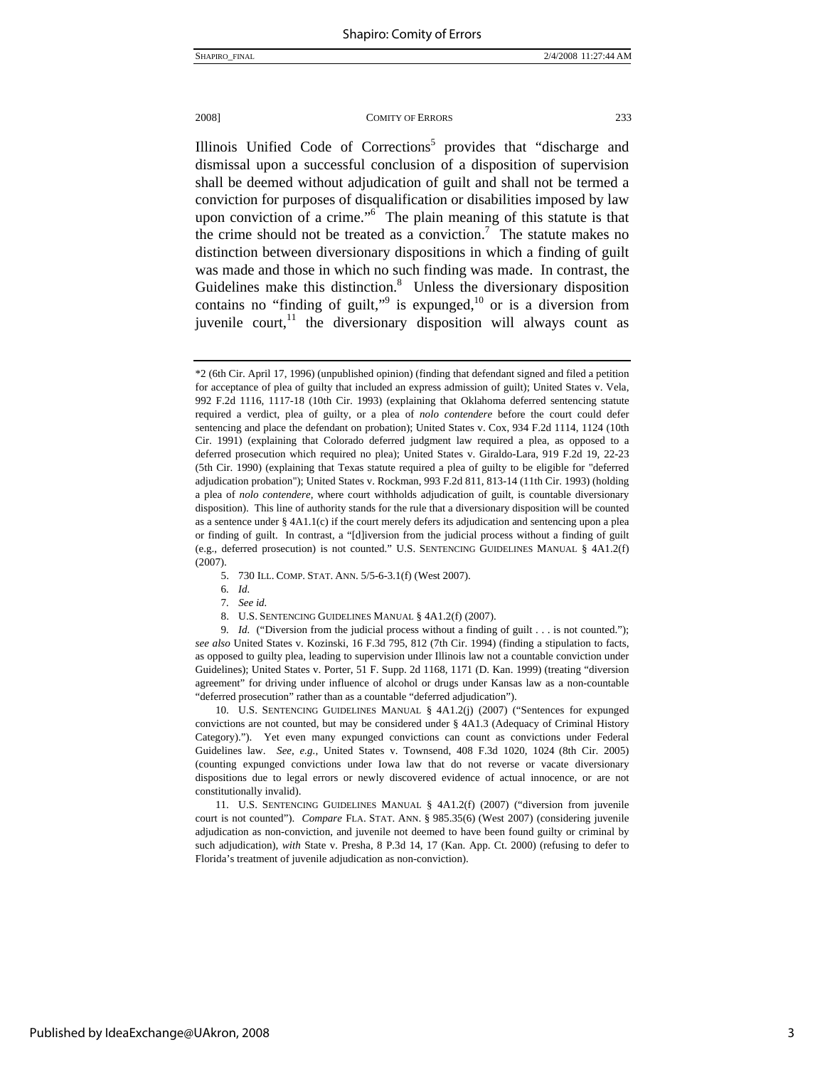Illinois Unified Code of Corrections[5] provides that "discharge and dismissal upon a successful conclusion of a disposition of supervision shall be deemed without adjudication of guilt and shall not be termed a conviction for purposes of disqualification or disabilities imposed by law upon conviction of a crime."[6] The plain meaning of this statute is that the crime should not be treated as a conviction.[7] The statute makes no distinction between diversionary dispositions in which a finding of guilt was made and those in which no such finding was made. In contrast, the Guidelines make this distinction.[8] Unless the diversionary disposition contains no "finding of guilt,"[9] is expunged,[10] or is a diversion from juvenile court,[11] the diversionary disposition will always count as

---

*2 (6th Cir. April 17, 1996) (unpublished opinion) (finding that defendant signed and filed a petition for acceptance of plea of guilty that included an express admission of guilt); United States v. Vela, 992 F.2d 1116, 1117-18 (10th Cir. 1993) (explaining that Oklahoma deferred sentencing statute required a verdict, plea of guilty, or a plea of *nolo contendere* before the court could defer sentencing and place the defendant on probation); United States v. Cox, 934 F.2d 1114, 1124 (10th Cir. 1991) (explaining that Colorado deferred judgment law required a plea, as opposed to a deferred prosecution which required no plea); United States v. Giraldo-Lara, 919 F.2d 19, 22-23 (5th Cir. 1990) (explaining that Texas statute required a plea of guilty to be eligible for "deferred adjudication probation"); United States v. Rockman, 993 F.2d 811, 813-14 (11th Cir. 1993) (holding a plea of *nolo contendere*, where court withholds adjudication of guilt, is countable diversionary disposition). This line of authority stands for the rule that a diversionary disposition will be counted as a sentence under § 4A1.1(c) if the court merely defers its adjudication and sentencing upon a plea or finding of guilt. In contrast, a "[d]iversion from the judicial process without a finding of guilt (e.g., deferred prosecution) is not counted." U.S. SENTENCING GUIDELINES MANUAL § 4A1.2(f) (2007).

5. 730 ILL. COMP. STAT. ANN. 5/5-6-3.1(f) (West 2007).

6. *Id.*

7. *See id.*

8. U.S. SENTENCING GUIDELINES MANUAL § 4A1.2(f) (2007).

9. *Id.* ("Diversion from the judicial process without a finding of guilt . . . is not counted."); *see also* United States v. Kozinski, 16 F.3d 795, 812 (7th Cir. 1994) (finding a stipulation to facts, as opposed to guilty plea, leading to supervision under Illinois law not a countable conviction under Guidelines); United States v. Porter, 51 F. Supp. 2d 1168, 1171 (D. Kan. 1999) (treating "diversion agreement" for driving under influence of alcohol or drugs under Kansas law as a non-countable "deferred prosecution" rather than as a countable "deferred adjudication").

10. U.S. SENTENCING GUIDELINES MANUAL § 4A1.2(j) (2007) ("Sentences for expunged convictions are not counted, but may be considered under § 4A1.3 (Adequacy of Criminal History Category)."). Yet even many expunged convictions can count as convictions under Federal Guidelines law. *See, e.g.*, United States v. Townsend, 408 F.3d 1020, 1024 (8th Cir. 2005) (counting expunged convictions under Iowa law that do not reverse or vacate diversionary dispositions due to legal errors or newly discovered evidence of actual innocence, or are not constitutionally invalid).

11. U.S. SENTENCING GUIDELINES MANUAL § 4A1.2(f) (2007) ("diversion from juvenile court is not counted"). *Compare* FLA. STAT. ANN. § 985.35(6) (West 2007) (considering juvenile adjudication as non-conviction, and juvenile not deemed to have been found guilty or criminal by such adjudication), *with* State v. Presha, 8 P.3d 14, 17 (Kan. App. Ct. 2000) (refusing to defer to Florida's treatment of juvenile adjudication as non-conviction).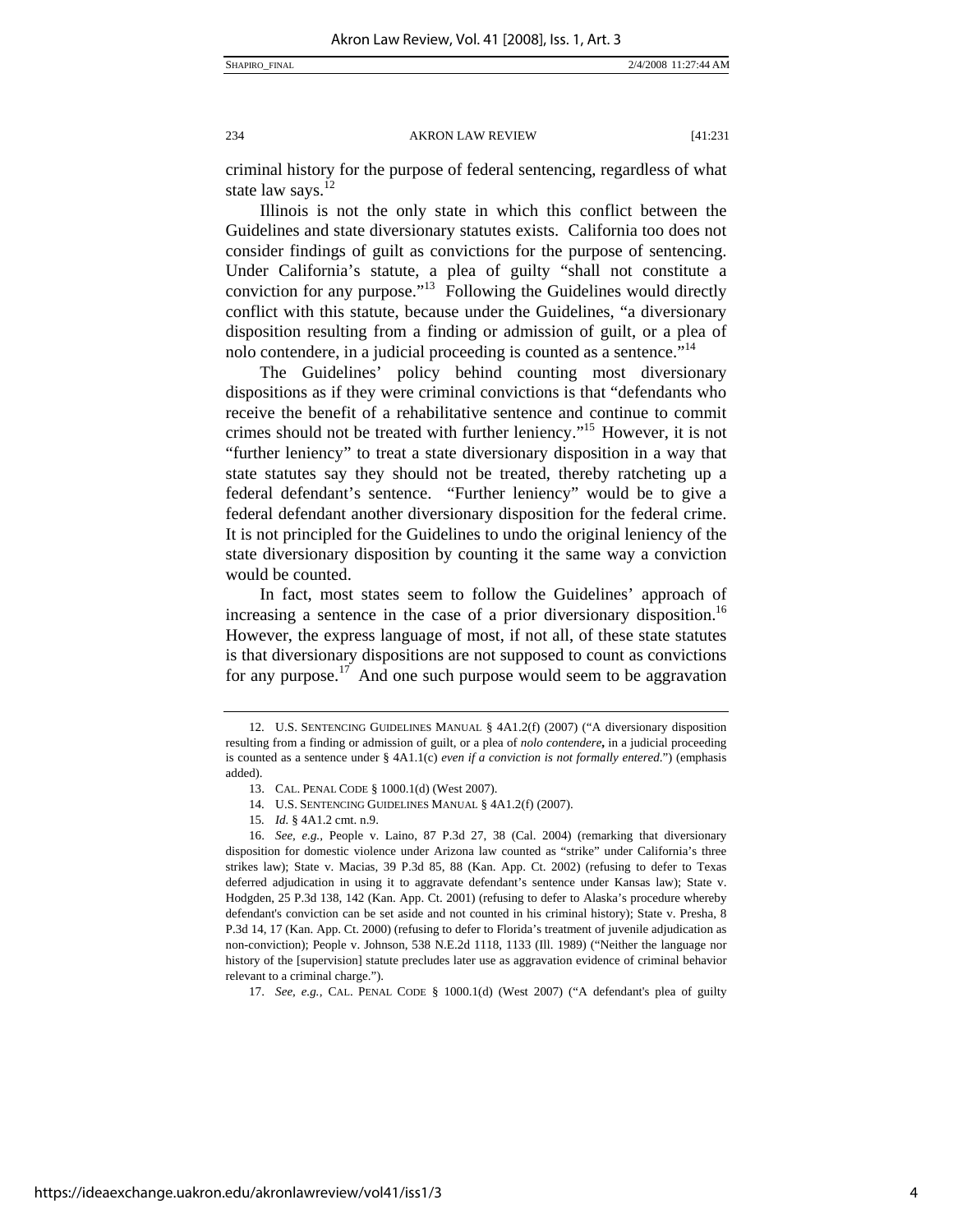criminal history for the purpose of federal sentencing, regardless of what state law says.[12]

Illinois is not the only state in which this conflict between the Guidelines and state diversionary statutes exists. California too does not consider findings of guilt as convictions for the purpose of sentencing. Under California's statute, a plea of guilty "shall not constitute a conviction for any purpose."[13] Following the Guidelines would directly conflict with this statute, because under the Guidelines, "a diversionary disposition resulting from a finding or admission of guilt, or a plea of nolo contendere, in a judicial proceeding is counted as a sentence."[14]

The Guidelines' policy behind counting most diversionary dispositions as if they were criminal convictions is that "defendants who receive the benefit of a rehabilitative sentence and continue to commit crimes should not be treated with further leniency."[15] However, it is not "further leniency" to treat a state diversionary disposition in a way that state statutes say they should not be treated, thereby ratcheting up a federal defendant's sentence. "Further leniency" would be to give a federal defendant another diversionary disposition for the federal crime. It is not principled for the Guidelines to undo the original leniency of the state diversionary disposition by counting it the same way a conviction would be counted.

In fact, most states seem to follow the Guidelines' approach of increasing a sentence in the case of a prior diversionary disposition.[16] However, the express language of most, if not all, of these state statutes is that diversionary dispositions are not supposed to count as convictions for any purpose.[17] And one such purpose would seem to be aggravation

---

12. U.S. SENTENCING GUIDELINES MANUAL § 4A1.2(f) (2007) ("A diversionary disposition resulting from a finding or admission of guilt, or a plea of *nolo contendere*, in a judicial proceeding is counted as a sentence under § 4A1.1(c) *even if a conviction is not formally entered*.") (emphasis added).

13. CAL. PENAL CODE § 1000.1(d) (West 2007).

14. U.S. SENTENCING GUIDELINES MANUAL § 4A1.2(f) (2007).

15. *Id.* § 4A1.2 cmt. n.9.

16. *See, e.g.*, People v. Laino, 87 P.3d 27, 38 (Cal. 2004) (remarking that diversionary disposition for domestic violence under Arizona law counted as "strike" under California's three strikes law); State v. Macias, 39 P.3d 85, 88 (Kan. App. Ct. 2002) (refusing to defer to Texas deferred adjudication in using it to aggravate defendant's sentence under Kansas law); State v. Hodgden, 25 P.3d 138, 142 (Kan. App. Ct. 2001) (refusing to defer to Alaska's procedure whereby defendant's conviction can be set aside and not counted in his criminal history); State v. Presha, 8 P.3d 14, 17 (Kan. App. Ct. 2000) (refusing to defer to Florida's treatment of juvenile adjudication as non-conviction); People v. Johnson, 538 N.E.2d 1118, 1133 (Ill. 1989) ("Neither the language nor history of the [supervision] statute precludes later use as aggravation evidence of criminal behavior relevant to a criminal charge.").

17. *See, e.g.*, CAL. PENAL CODE § 1000.1(d) (West 2007) ("A defendant's plea of guilty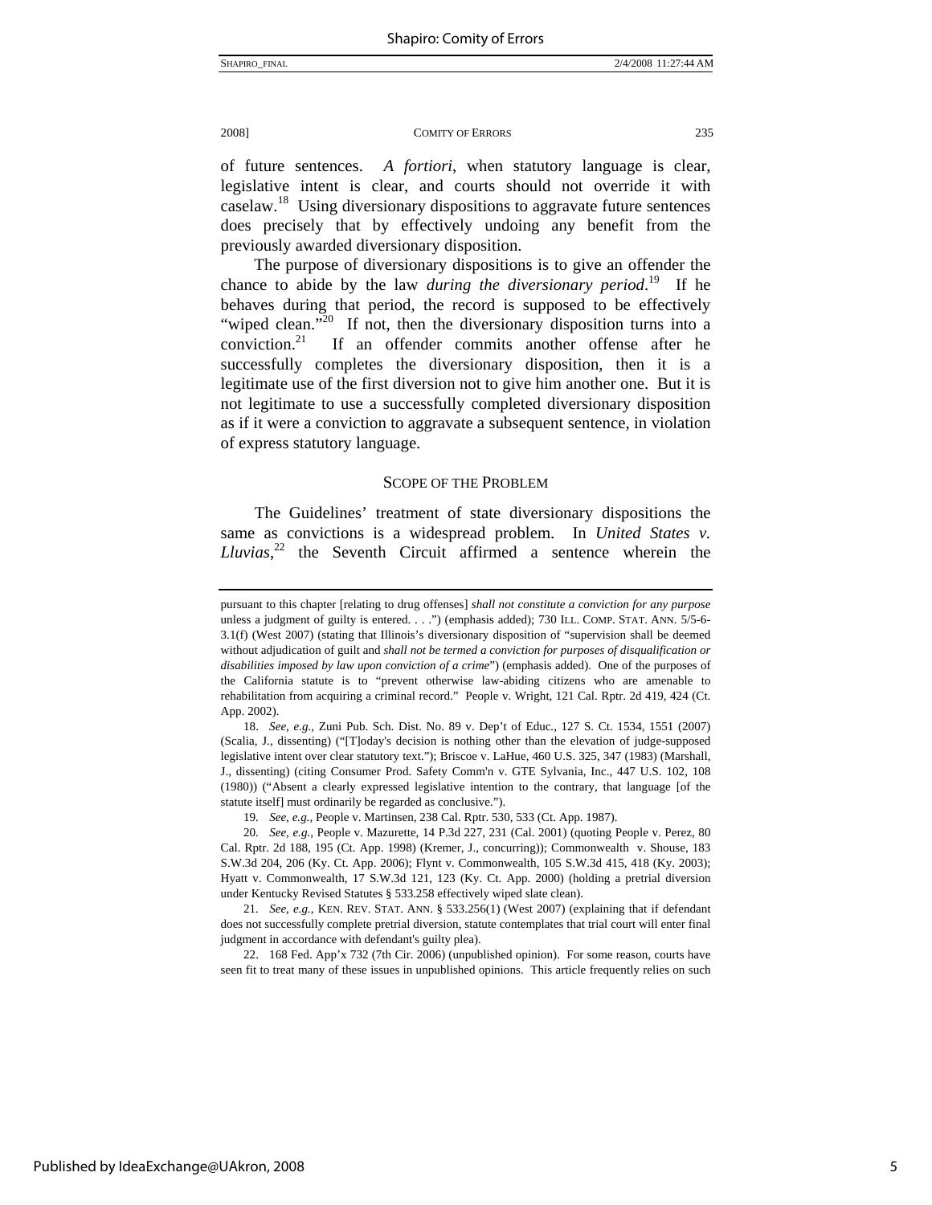of future sentences. *A fortiori*, when statutory language is clear, legislative intent is clear, and courts should not override it with caselaw.[18] Using diversionary dispositions to aggravate future sentences does precisely that by effectively undoing any benefit from the previously awarded diversionary disposition.

The purpose of diversionary dispositions is to give an offender the chance to abide by the law *during the diversionary period*.[19] If he behaves during that period, the record is supposed to be effectively "wiped clean."[20] If not, then the diversionary disposition turns into a conviction.[21] If an offender commits another offense after he successfully completes the diversionary disposition, then it is a legitimate use of the first diversion not to give him another one. But it is not legitimate to use a successfully completed diversionary disposition as if it were a conviction to aggravate a subsequent sentence, in violation of express statutory language.

## SCOPE OF THE PROBLEM

The Guidelines' treatment of state diversionary dispositions the same as convictions is a widespread problem. In *United States v. Lluvias*,[22] the Seventh Circuit affirmed a sentence wherein the

---

pursuant to this chapter [relating to drug offenses] *shall not constitute a conviction for any purpose* unless a judgment of guilty is entered. . . .") (emphasis added); 730 ILL. COMP. STAT. ANN. 5/5-6-3.1(f) (West 2007) (stating that Illinois's diversionary disposition of "supervision shall be deemed without adjudication of guilt and *shall not be termed a conviction for purposes of disqualification or disabilities imposed by law upon conviction of a crime*") (emphasis added). One of the purposes of the California statute is to "prevent otherwise law-abiding citizens who are amenable to rehabilitation from acquiring a criminal record." People v. Wright, 121 Cal. Rptr. 2d 419, 424 (Ct. App. 2002).

18. *See, e.g.*, Zuni Pub. Sch. Dist. No. 89 v. Dep't of Educ., 127 S. Ct. 1534, 1551 (2007) (Scalia, J., dissenting) ("[T]oday's decision is nothing other than the elevation of judge-supposed legislative intent over clear statutory text."); Briscoe v. LaHue, 460 U.S. 325, 347 (1983) (Marshall, J., dissenting) (citing Consumer Prod. Safety Comm'n v. GTE Sylvania, Inc., 447 U.S. 102, 108 (1980)) ("Absent a clearly expressed legislative intention to the contrary, that language [of the statute itself] must ordinarily be regarded as conclusive.").

19. *See, e.g.*, People v. Martinsen, 238 Cal. Rptr. 530, 533 (Ct. App. 1987).

20. *See, e.g.*, People v. Mazurette, 14 P.3d 227, 231 (Cal. 2001) (quoting People v. Perez, 80 Cal. Rptr. 2d 188, 195 (Ct. App. 1998) (Kremer, J., concurring)); Commonwealth v. Shouse, 183 S.W.3d 204, 206 (Ky. Ct. App. 2006); Flynt v. Commonwealth, 105 S.W.3d 415, 418 (Ky. 2003); Hyatt v. Commonwealth, 17 S.W.3d 121, 123 (Ky. Ct. App. 2000) (holding a pretrial diversion under Kentucky Revised Statutes § 533.258 effectively wiped slate clean).

21. *See, e.g.*, KEN. REV. STAT. ANN. § 533.256(1) (West 2007) (explaining that if defendant does not successfully complete pretrial diversion, statute contemplates that trial court will enter final judgment in accordance with defendant's guilty plea).

22. 168 Fed. App'x 732 (7th Cir. 2006) (unpublished opinion). For some reason, courts have seen fit to treat many of these issues in unpublished opinions. This article frequently relies on such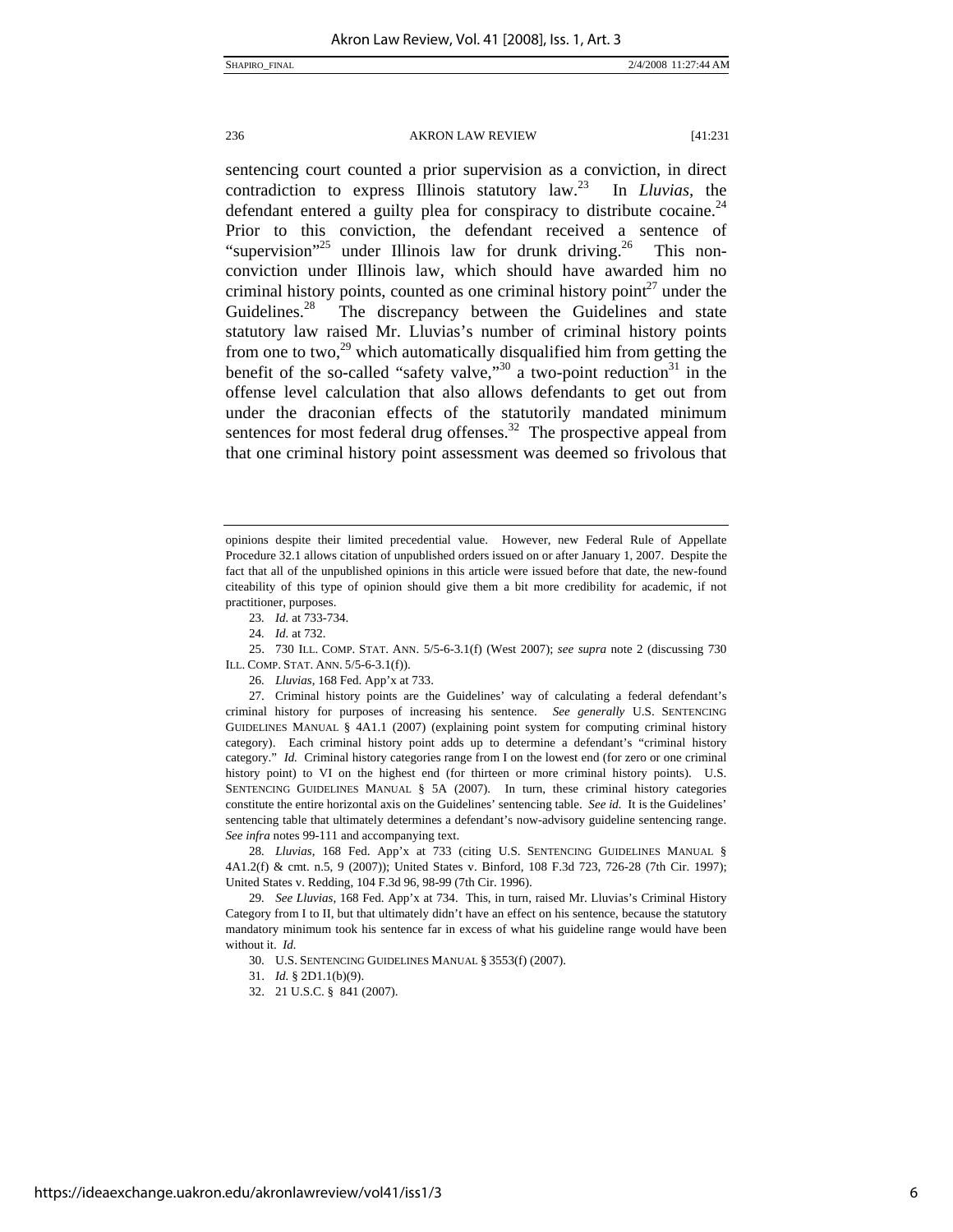sentencing court counted a prior supervision as a conviction, in direct contradiction to express Illinois statutory law.[23] In *Lluvias*, the defendant entered a guilty plea for conspiracy to distribute cocaine.[24] Prior to this conviction, the defendant received a sentence of "supervision"[25] under Illinois law for drunk driving.[26] This non-conviction under Illinois law, which should have awarded him no criminal history points, counted as one criminal history point[27] under the Guidelines.[28] The discrepancy between the Guidelines and state statutory law raised Mr. Lluvias's number of criminal history points from one to two,[29] which automatically disqualified him from getting the benefit of the so-called "safety valve,"[30] a two-point reduction[31] in the offense level calculation that also allows defendants to get out from under the draconian effects of the statutorily mandated minimum sentences for most federal drug offenses.[32] The prospective appeal from that one criminal history point assessment was deemed so frivolous that

---

opinions despite their limited precedential value. However, new Federal Rule of Appellate Procedure 32.1 allows citation of unpublished orders issued on or after January 1, 2007. Despite the fact that all of the unpublished opinions in this article were issued before that date, the new-found citeability of this type of opinion should give them a bit more credibility for academic, if not practitioner, purposes.

23. *Id.* at 733-734.

24. *Id.* at 732.

25. 730 ILL. COMP. STAT. ANN. 5/5-6-3.1(f) (West 2007); *see supra* note 2 (discussing 730 ILL. COMP. STAT. ANN. 5/5-6-3.1(f)).

26. *Lluvias*, 168 Fed. App'x at 733.

27. Criminal history points are the Guidelines' way of calculating a federal defendant's criminal history for purposes of increasing his sentence. *See generally* U.S. SENTENCING GUIDELINES MANUAL § 4A1.1 (2007) (explaining point system for computing criminal history category). Each criminal history point adds up to determine a defendant's "criminal history category." *Id.* Criminal history categories range from I on the lowest end (for zero or one criminal history point) to VI on the highest end (for thirteen or more criminal history points). U.S. SENTENCING GUIDELINES MANUAL § 5A (2007). In turn, these criminal history categories constitute the entire horizontal axis on the Guidelines' sentencing table. *See id.* It is the Guidelines' sentencing table that ultimately determines a defendant's now-advisory guideline sentencing range. *See infra* notes 99-111 and accompanying text.

28. *Lluvias*, 168 Fed. App'x at 733 (citing U.S. SENTENCING GUIDELINES MANUAL § 4A1.2(f) & cmt. n.5, 9 (2007)); United States v. Binford, 108 F.3d 723, 726-28 (7th Cir. 1997); United States v. Redding, 104 F.3d 96, 98-99 (7th Cir. 1996).

29. *See Lluvias*, 168 Fed. App'x at 734. This, in turn, raised Mr. Lluvias's Criminal History Category from I to II, but that ultimately didn't have an effect on his sentence, because the statutory mandatory minimum took his sentence far in excess of what his guideline range would have been without it. *Id.*

30. U.S. SENTENCING GUIDELINES MANUAL § 3553(f) (2007).

31. *Id.* § 2D1.1(b)(9).

32. 21 U.S.C. § 841 (2007).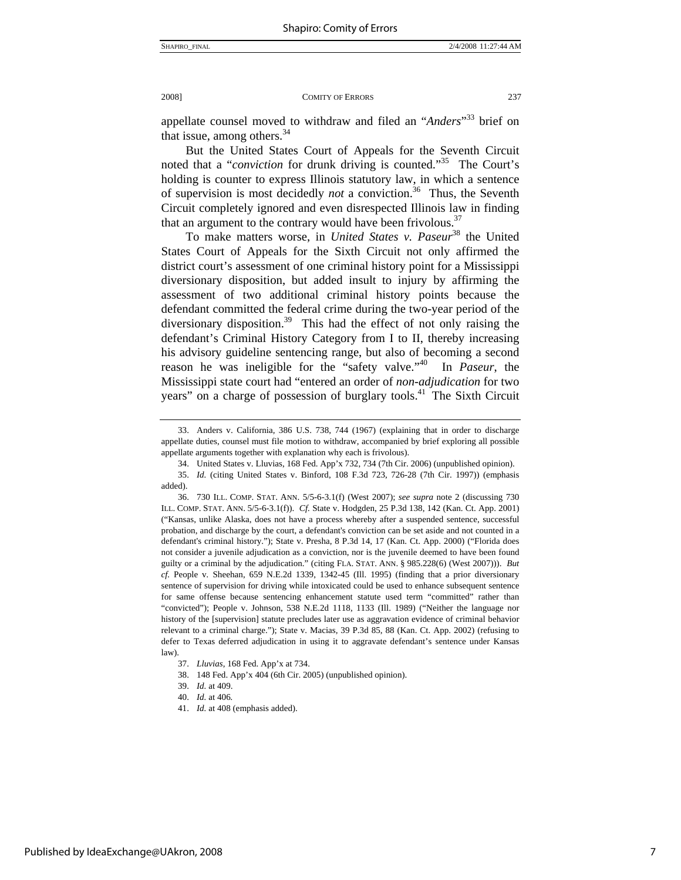appellate counsel moved to withdraw and filed an "*Anders*"[33] brief on that issue, among others.[34]

But the United States Court of Appeals for the Seventh Circuit noted that a "*conviction* for drunk driving is counted."[35] The Court's holding is counter to express Illinois statutory law, in which a sentence of supervision is most decidedly *not* a conviction.[36] Thus, the Seventh Circuit completely ignored and even disrespected Illinois law in finding that an argument to the contrary would have been frivolous.[37]

To make matters worse, in *United States v. Paseur*[38] the United States Court of Appeals for the Sixth Circuit not only affirmed the district court's assessment of one criminal history point for a Mississippi diversionary disposition, but added insult to injury by affirming the assessment of two additional criminal history points because the defendant committed the federal crime during the two-year period of the diversionary disposition.[39] This had the effect of not only raising the defendant's Criminal History Category from I to II, thereby increasing his advisory guideline sentencing range, but also of becoming a second reason he was ineligible for the "safety valve."[40] In *Paseur*, the Mississippi state court had "entered an order of *non-adjudication* for two years" on a charge of possession of burglary tools.[41] The Sixth Circuit

---

33. Anders v. California, 386 U.S. 738, 744 (1967) (explaining that in order to discharge appellate duties, counsel must file motion to withdraw, accompanied by brief exploring all possible appellate arguments together with explanation why each is frivolous).

34. United States v. Lluvias, 168 Fed. App'x 732, 734 (7th Cir. 2006) (unpublished opinion).

35. *Id.* (citing United States v. Binford, 108 F.3d 723, 726-28 (7th Cir. 1997)) (emphasis added).

36. 730 ILL. COMP. STAT. ANN. 5/5-6-3.1(f) (West 2007); *see supra* note 2 (discussing 730 ILL. COMP. STAT. ANN. 5/5-6-3.1(f)). *Cf.* State v. Hodgden, 25 P.3d 138, 142 (Kan. Ct. App. 2001) ("Kansas, unlike Alaska, does not have a process whereby after a suspended sentence, successful probation, and discharge by the court, a defendant's conviction can be set aside and not counted in a defendant's criminal history."); State v. Presha, 8 P.3d 14, 17 (Kan. Ct. App. 2000) ("Florida does not consider a juvenile adjudication as a conviction, nor is the juvenile deemed to have been found guilty or a criminal by the adjudication." (citing FLA. STAT. ANN. § 985.228(6) (West 2007))). *But cf.* People v. Sheehan, 659 N.E.2d 1339, 1342-45 (Ill. 1995) (finding that a prior diversionary sentence of supervision for driving while intoxicated could be used to enhance subsequent sentence for same offense because sentencing enhancement statute used term "committed" rather than "convicted"); People v. Johnson, 538 N.E.2d 1118, 1133 (Ill. 1989) ("Neither the language nor history of the [supervision] statute precludes later use as aggravation evidence of criminal behavior relevant to a criminal charge."); State v. Macias, 39 P.3d 85, 88 (Kan. Ct. App. 2002) (refusing to defer to Texas deferred adjudication in using it to aggravate defendant's sentence under Kansas law).

37. *Lluvias*, 168 Fed. App'x at 734.

38. 148 Fed. App'x 404 (6th Cir. 2005) (unpublished opinion).

39. *Id.* at 409.

40. *Id.* at 406.

41. *Id.* at 408 (emphasis added).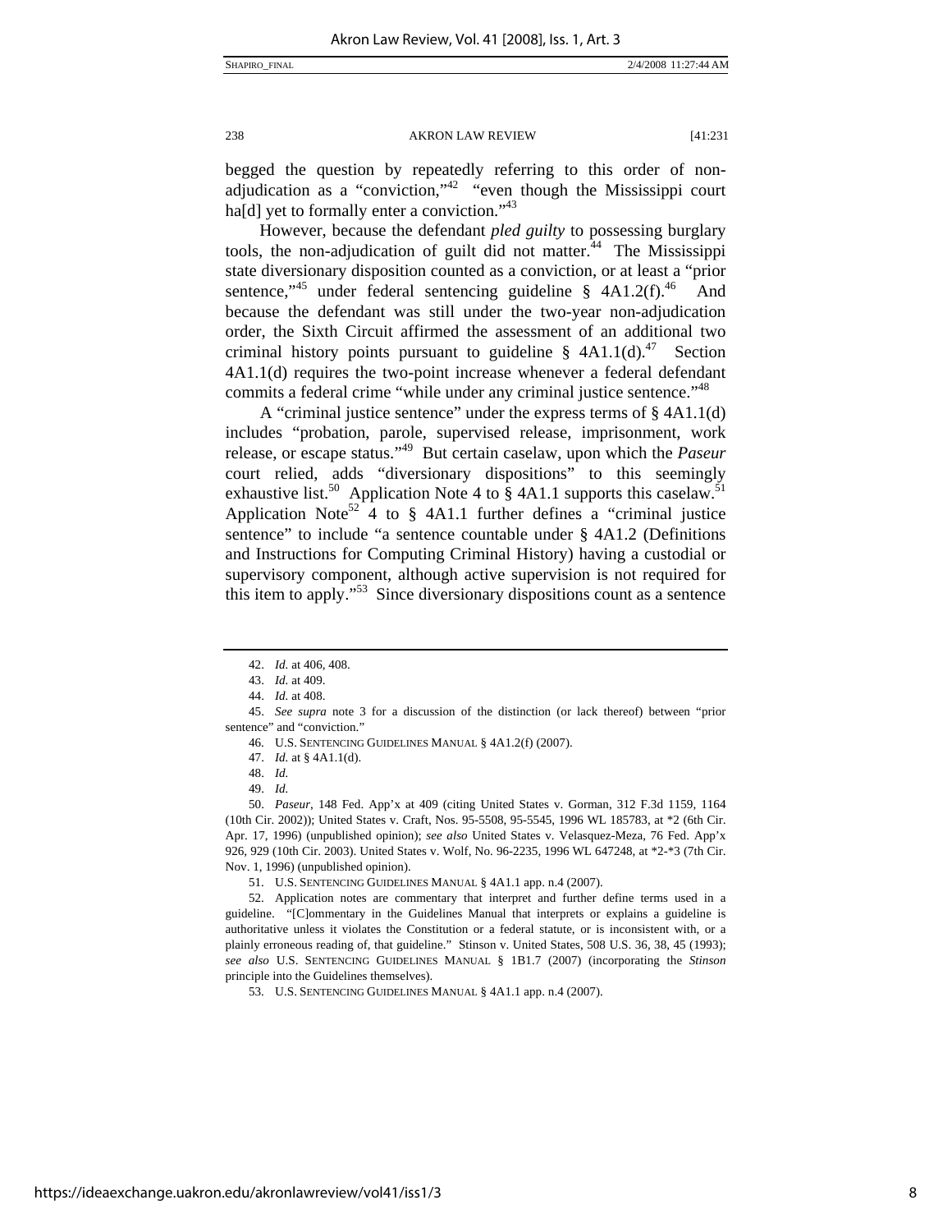begged the question by repeatedly referring to this order of non-adjudication as a "conviction,"[42] "even though the Mississippi court ha[d] yet to formally enter a conviction."[43]

However, because the defendant *pled guilty* to possessing burglary tools, the non-adjudication of guilt did not matter.[44] The Mississippi state diversionary disposition counted as a conviction, or at least a "prior sentence,"[45] under federal sentencing guideline § 4A1.2(f).[46] And because the defendant was still under the two-year non-adjudication order, the Sixth Circuit affirmed the assessment of an additional two criminal history points pursuant to guideline § 4A1.1(d).[47] Section 4A1.1(d) requires the two-point increase whenever a federal defendant commits a federal crime "while under any criminal justice sentence."[48]

A "criminal justice sentence" under the express terms of § 4A1.1(d) includes "probation, parole, supervised release, imprisonment, work release, or escape status."[49] But certain caselaw, upon which the *Paseur* court relied, adds "diversionary dispositions" to this seemingly exhaustive list.[50] Application Note 4 to § 4A1.1 supports this caselaw.[51] Application Note[52] 4 to § 4A1.1 further defines a "criminal justice sentence" to include "a sentence countable under § 4A1.2 (Definitions and Instructions for Computing Criminal History) having a custodial or supervisory component, although active supervision is not required for this item to apply."[53] Since diversionary dispositions count as a sentence

---

42. *Id.* at 406, 408.

43. *Id.* at 409.

44. *Id.* at 408.

45. *See supra* note 3 for a discussion of the distinction (or lack thereof) between "prior sentence" and "conviction."

46. U.S. SENTENCING GUIDELINES MANUAL § 4A1.2(f) (2007).

47. *Id.* at § 4A1.1(d).

48. *Id.*

49. *Id.*

50. *Paseur*, 148 Fed. App'x at 409 (citing United States v. Gorman, 312 F.3d 1159, 1164 (10th Cir. 2002)); United States v. Craft, Nos. 95-5508, 95-5545, 1996 WL 185783, at *2 (6th Cir. Apr. 17, 1996) (unpublished opinion); *see also* United States v. Velasquez-Meza, 76 Fed. App'x 926, 929 (10th Cir. 2003). United States v. Wolf, No. 96-2235, 1996 WL 647248, at *2-*3 (7th Cir. Nov. 1, 1996) (unpublished opinion).

51. U.S. SENTENCING GUIDELINES MANUAL § 4A1.1 app. n.4 (2007).

52. Application notes are commentary that interpret and further define terms used in a guideline. "[C]ommentary in the Guidelines Manual that interprets or explains a guideline is authoritative unless it violates the Constitution or a federal statute, or is inconsistent with, or a plainly erroneous reading of, that guideline." Stinson v. United States, 508 U.S. 36, 38, 45 (1993); *see also* U.S. SENTENCING GUIDELINES MANUAL § 1B1.7 (2007) (incorporating the *Stinson* principle into the Guidelines themselves).

53. U.S. SENTENCING GUIDELINES MANUAL § 4A1.1 app. n.4 (2007).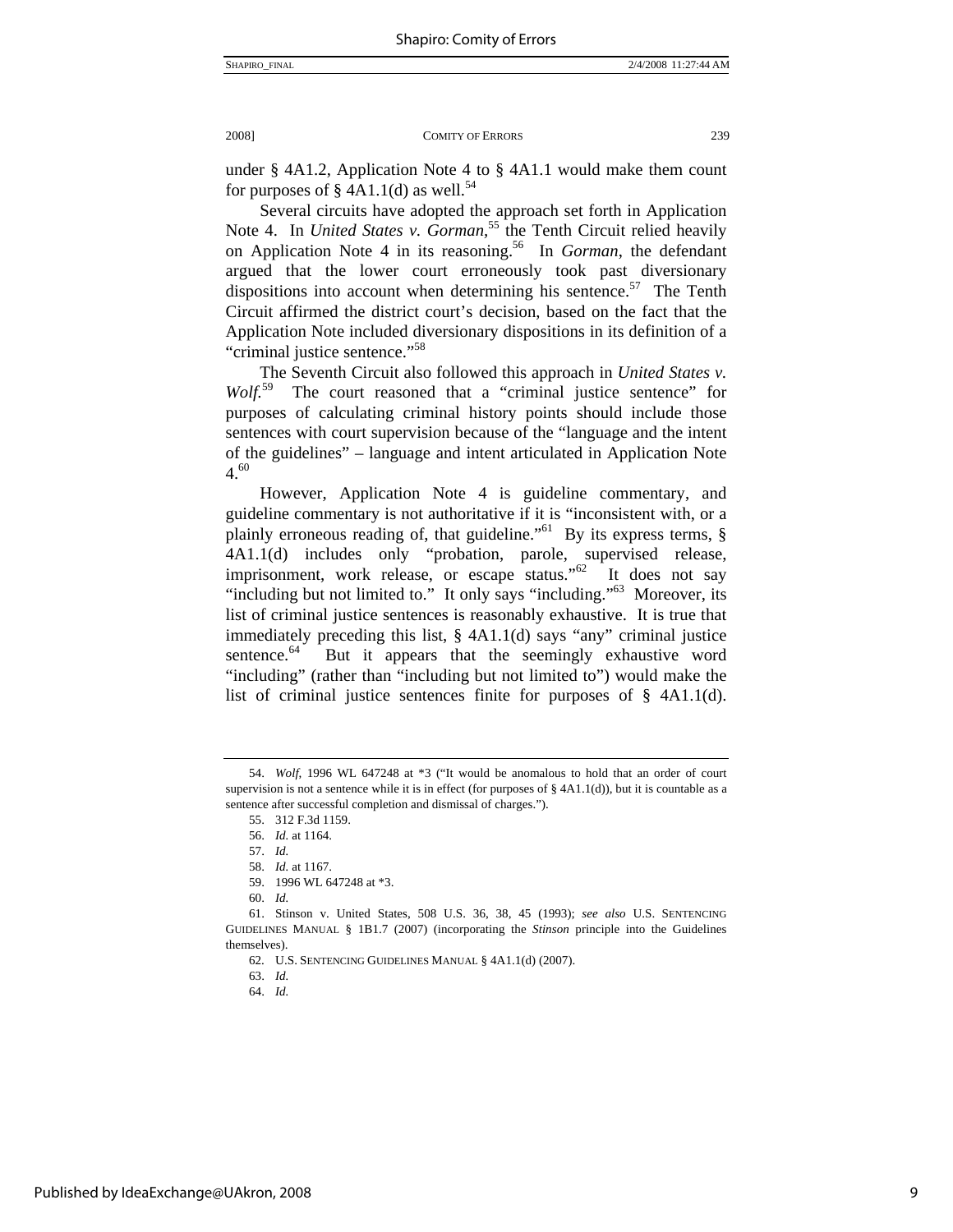under § 4A1.2, Application Note 4 to § 4A1.1 would make them count for purposes of § 4A1.1(d) as well.[54]

Several circuits have adopted the approach set forth in Application Note 4. In *United States v. Gorman*,[55] the Tenth Circuit relied heavily on Application Note 4 in its reasoning.[56] In *Gorman*, the defendant argued that the lower court erroneously took past diversionary dispositions into account when determining his sentence.[57] The Tenth Circuit affirmed the district court's decision, based on the fact that the Application Note included diversionary dispositions in its definition of a "criminal justice sentence."[58]

The Seventh Circuit also followed this approach in *United States v. Wolf*.[59] The court reasoned that a "criminal justice sentence" for purposes of calculating criminal history points should include those sentences with court supervision because of the "language and the intent of the guidelines" – language and intent articulated in Application Note 4.[60]

However, Application Note 4 is guideline commentary, and guideline commentary is not authoritative if it is "inconsistent with, or a plainly erroneous reading of, that guideline."[61] By its express terms, § 4A1.1(d) includes only "probation, parole, supervised release, imprisonment, work release, or escape status."[62] It does not say "including but not limited to." It only says "including."[63] Moreover, its list of criminal justice sentences is reasonably exhaustive. It is true that immediately preceding this list, § 4A1.1(d) says "any" criminal justice sentence.[64] But it appears that the seemingly exhaustive word "including" (rather than "including but not limited to") would make the list of criminal justice sentences finite for purposes of § 4A1.1(d).

---

54. *Wolf*, 1996 WL 647248 at *3 ("It would be anomalous to hold that an order of court supervision is not a sentence while it is in effect (for purposes of § 4A1.1(d)), but it is countable as a sentence after successful completion and dismissal of charges.").

55. 312 F.3d 1159.

56. *Id.* at 1164.

57. *Id.*

58. *Id.* at 1167.

59. 1996 WL 647248 at *3.

60. *Id.*

61. Stinson v. United States, 508 U.S. 36, 38, 45 (1993); *see also* U.S. SENTENCING GUIDELINES MANUAL § 1B1.7 (2007) (incorporating the *Stinson* principle into the Guidelines themselves).

62. U.S. SENTENCING GUIDELINES MANUAL § 4A1.1(d) (2007).

63. *Id.*

64. *Id.*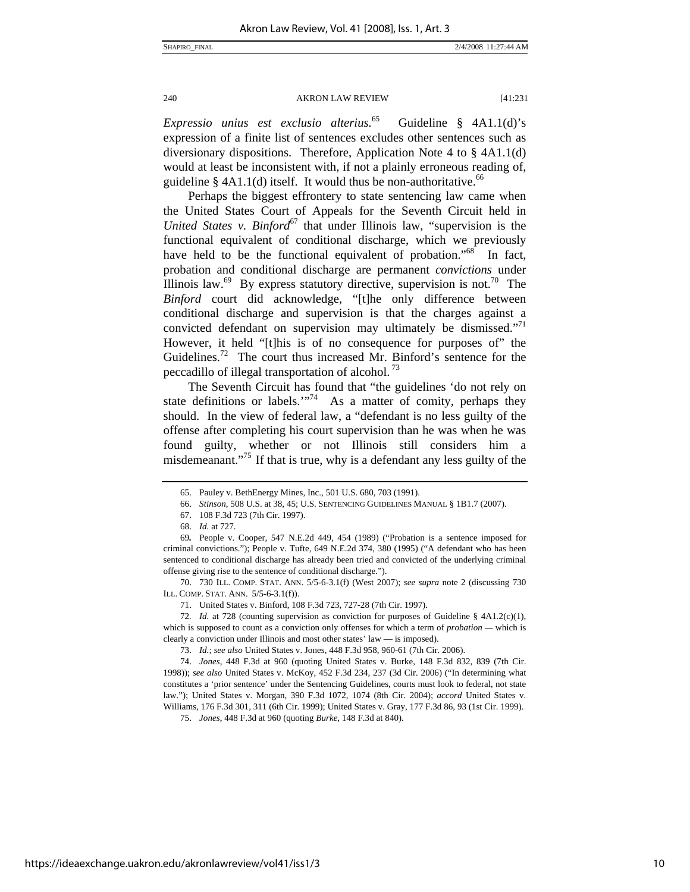*Expressio unius est exclusio alterius.*[65] Guideline § 4A1.1(d)'s expression of a finite list of sentences excludes other sentences such as diversionary dispositions. Therefore, Application Note 4 to § 4A1.1(d) would at least be inconsistent with, if not a plainly erroneous reading of, guideline § 4A1.1(d) itself. It would thus be non-authoritative.[66]

Perhaps the biggest effrontery to state sentencing law came when the United States Court of Appeals for the Seventh Circuit held in *United States v. Binford*[67] that under Illinois law, "supervision is the functional equivalent of conditional discharge, which we previously have held to be the functional equivalent of probation."[68] In fact, probation and conditional discharge are permanent *convictions* under Illinois law.[69] By express statutory directive, supervision is not.[70] The *Binford* court did acknowledge, "[t]he only difference between conditional discharge and supervision is that the charges against a convicted defendant on supervision may ultimately be dismissed."[71] However, it held "[t]his is of no consequence for purposes of" the Guidelines.[72] The court thus increased Mr. Binford's sentence for the peccadillo of illegal transportation of alcohol.[73]

The Seventh Circuit has found that "the guidelines 'do not rely on state definitions or labels.'"[74] As a matter of comity, perhaps they should. In the view of federal law, a "defendant is no less guilty of the offense after completing his court supervision than he was when he was found guilty, whether or not Illinois still considers him a misdemeanant."[75] If that is true, why is a defendant any less guilty of the

---

65. Pauley v. BethEnergy Mines, Inc., 501 U.S. 680, 703 (1991).

66. *Stinson*, 508 U.S. at 38, 45; U.S. SENTENCING GUIDELINES MANUAL § 1B1.7 (2007).

67. 108 F.3d 723 (7th Cir. 1997).

68. *Id.* at 727.

69. People v. Cooper, 547 N.E.2d 449, 454 (1989) ("Probation is a sentence imposed for criminal convictions."); People v. Tufte, 649 N.E.2d 374, 380 (1995) ("A defendant who has been sentenced to conditional discharge has already been tried and convicted of the underlying criminal offense giving rise to the sentence of conditional discharge.").

70. 730 ILL. COMP. STAT. ANN. 5/5-6-3.1(f) (West 2007); *see supra* note 2 (discussing 730 ILL. COMP. STAT. ANN. 5/5-6-3.1(f)).

71. United States v. Binford, 108 F.3d 723, 727-28 (7th Cir. 1997).

72. *Id.* at 728 (counting supervision as conviction for purposes of Guideline § 4A1.2(c)(1), which is supposed to count as a conviction only offenses for which a term of *probation* — which is clearly a conviction under Illinois and most other states' law — is imposed).

73. *Id.*; *see also* United States v. Jones, 448 F.3d 958, 960-61 (7th Cir. 2006).

74. *Jones*, 448 F.3d at 960 (quoting United States v. Burke, 148 F.3d 832, 839 (7th Cir. 1998)); *see also* United States v. McKoy, 452 F.3d 234, 237 (3d Cir. 2006) ("In determining what constitutes a 'prior sentence' under the Sentencing Guidelines, courts must look to federal, not state law."); United States v. Morgan, 390 F.3d 1072, 1074 (8th Cir. 2004); *accord* United States v. Williams, 176 F.3d 301, 311 (6th Cir. 1999); United States v. Gray, 177 F.3d 86, 93 (1st Cir. 1999).

75. *Jones*, 448 F.3d at 960 (quoting *Burke*, 148 F.3d at 840).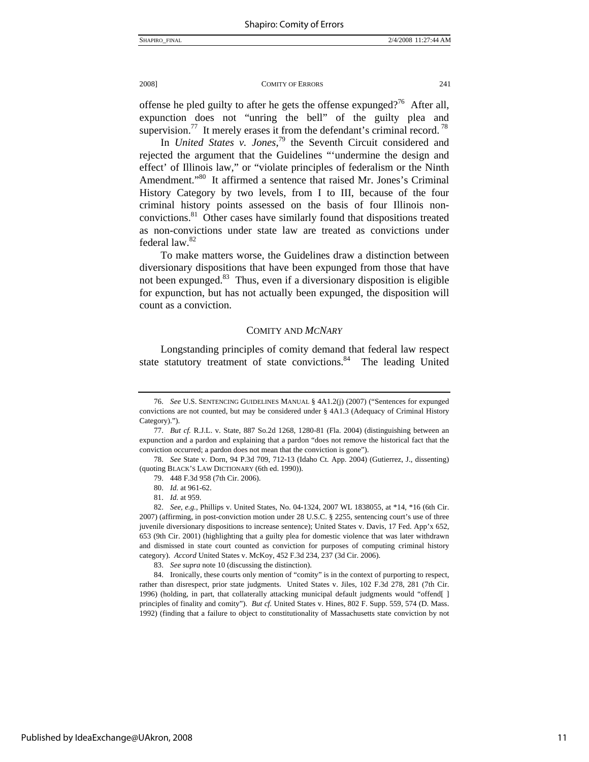offense he pled guilty to after he gets the offense expunged?[76] After all, expunction does not "unring the bell" of the guilty plea and supervision.[77] It merely erases it from the defendant's criminal record.[78]

In *United States v. Jones*,[79] the Seventh Circuit considered and rejected the argument that the Guidelines "'undermine the design and effect' of Illinois law," or "violate principles of federalism or the Ninth Amendment."[80] It affirmed a sentence that raised Mr. Jones's Criminal History Category by two levels, from I to III, because of the four criminal history points assessed on the basis of four Illinois non-convictions.[81] Other cases have similarly found that dispositions treated as non-convictions under state law are treated as convictions under federal law.[82]

To make matters worse, the Guidelines draw a distinction between diversionary dispositions that have been expunged from those that have not been expunged.[83] Thus, even if a diversionary disposition is eligible for expunction, but has not actually been expunged, the disposition will count as a conviction.

## COMITY AND *MCNARY*

Longstanding principles of comity demand that federal law respect state statutory treatment of state convictions.[84] The leading United

---

76. *See* U.S. SENTENCING GUIDELINES MANUAL § 4A1.2(j) (2007) ("Sentences for expunged convictions are not counted, but may be considered under § 4A1.3 (Adequacy of Criminal History Category).").

77. *But cf.* R.J.L. v. State, 887 So.2d 1268, 1280-81 (Fla. 2004) (distinguishing between an expunction and a pardon and explaining that a pardon "does not remove the historical fact that the conviction occurred; a pardon does not mean that the conviction is gone").

78. *See* State v. Dorn, 94 P.3d 709, 712-13 (Idaho Ct. App. 2004) (Gutierrez, J., dissenting) (quoting BLACK'S LAW DICTIONARY (6th ed. 1990)).

79. 448 F.3d 958 (7th Cir. 2006).

80. *Id.* at 961-62.

81. *Id.* at 959.

82. *See, e.g.*, Phillips v. United States, No. 04-1324, 2007 WL 1838055, at *14, *16 (6th Cir. 2007) (affirming, in post-conviction motion under 28 U.S.C. § 2255, sentencing court's use of three juvenile diversionary dispositions to increase sentence); United States v. Davis, 17 Fed. App'x 652, 653 (9th Cir. 2001) (highlighting that a guilty plea for domestic violence that was later withdrawn and dismissed in state court counted as conviction for purposes of computing criminal history category). *Accord* United States v. McKoy, 452 F.3d 234, 237 (3d Cir. 2006).

83. *See supra* note 10 (discussing the distinction).

84. Ironically, these courts only mention of "comity" is in the context of purporting to respect, rather than disrespect, prior state judgments. United States v. Jiles, 102 F.3d 278, 281 (7th Cir. 1996) (holding, in part, that collaterally attacking municipal default judgments would "offend[ ] principles of finality and comity"). *But cf.* United States v. Hines, 802 F. Supp. 559, 574 (D. Mass. 1992) (finding that a failure to object to constitutionality of Massachusetts state conviction by not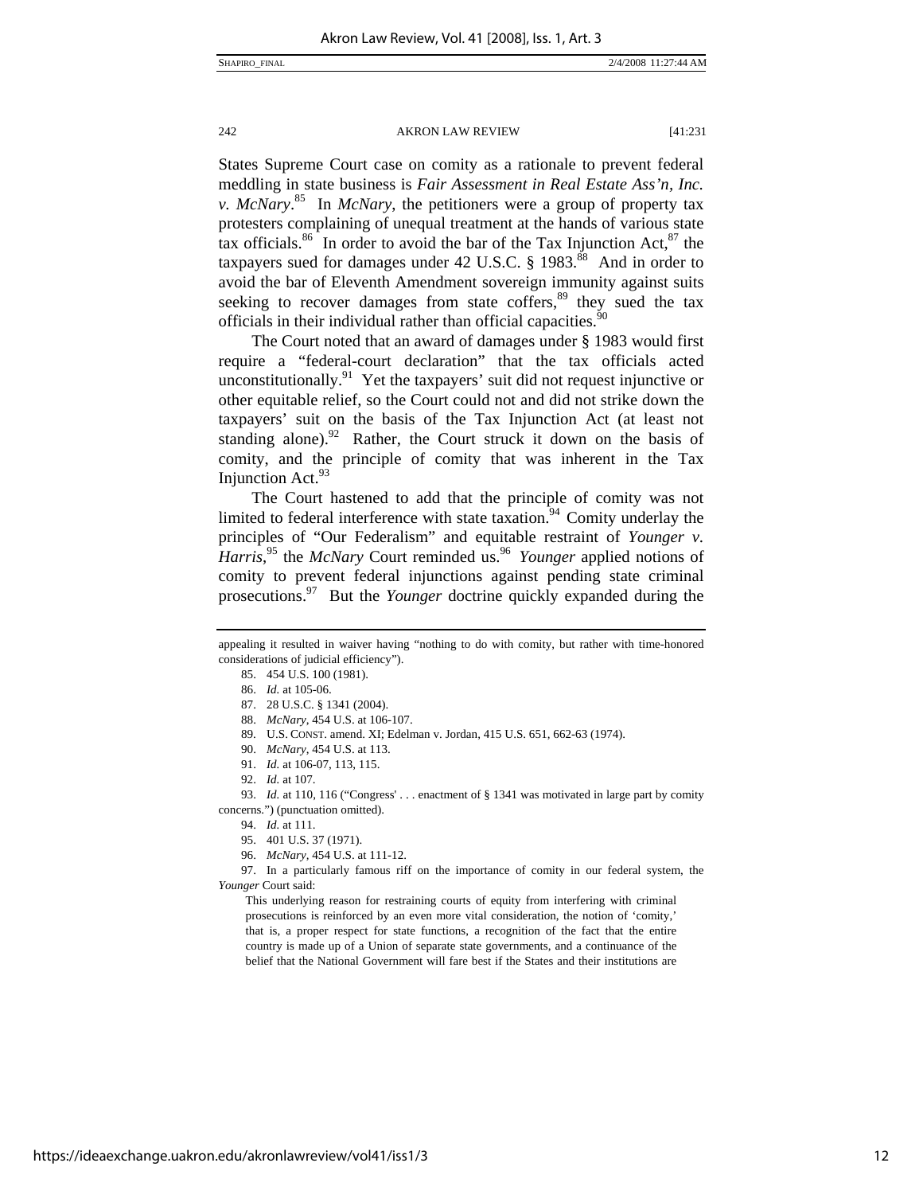States Supreme Court case on comity as a rationale to prevent federal meddling in state business is *Fair Assessment in Real Estate Ass'n, Inc. v. McNary*.[85] In *McNary*, the petitioners were a group of property tax protesters complaining of unequal treatment at the hands of various state tax officials.[86] In order to avoid the bar of the Tax Injunction Act,[87] the taxpayers sued for damages under 42 U.S.C. § 1983.[88] And in order to avoid the bar of Eleventh Amendment sovereign immunity against suits seeking to recover damages from state coffers,[89] they sued the tax officials in their individual rather than official capacities.[90]

The Court noted that an award of damages under § 1983 would first require a "federal-court declaration" that the tax officials acted unconstitutionally.[91] Yet the taxpayers' suit did not request injunctive or other equitable relief, so the Court could not and did not strike down the taxpayers' suit on the basis of the Tax Injunction Act (at least not standing alone).[92] Rather, the Court struck it down on the basis of comity, and the principle of comity that was inherent in the Tax Injunction Act.[93]

The Court hastened to add that the principle of comity was not limited to federal interference with state taxation.[94] Comity underlay the principles of "Our Federalism" and equitable restraint of *Younger v. Harris*,[95] the *McNary* Court reminded us.[96] *Younger* applied notions of comity to prevent federal injunctions against pending state criminal prosecutions.[97] But the *Younger* doctrine quickly expanded during the

---

appealing it resulted in waiver having "nothing to do with comity, but rather with time-honored considerations of judicial efficiency").

85. 454 U.S. 100 (1981).

86. *Id.* at 105-06.

87. 28 U.S.C. § 1341 (2004).

88. *McNary*, 454 U.S. at 106-107.

89. U.S. CONST. amend. XI; Edelman v. Jordan, 415 U.S. 651, 662-63 (1974).

90. *McNary*, 454 U.S. at 113.

91. *Id.* at 106-07, 113, 115.

92. *Id.* at 107.

93. *Id.* at 110, 116 ("Congress' . . . enactment of § 1341 was motivated in large part by comity concerns.") (punctuation omitted).

94. *Id.* at 111.

95. 401 U.S. 37 (1971).

96. *McNary*, 454 U.S. at 111-12.

97. In a particularly famous riff on the importance of comity in our federal system, the *Younger* Court said:

> This underlying reason for restraining courts of equity from interfering with criminal prosecutions is reinforced by an even more vital consideration, the notion of 'comity,' that is, a proper respect for state functions, a recognition of the fact that the entire country is made up of a Union of separate state governments, and a continuance of the belief that the National Government will fare best if the States and their institutions are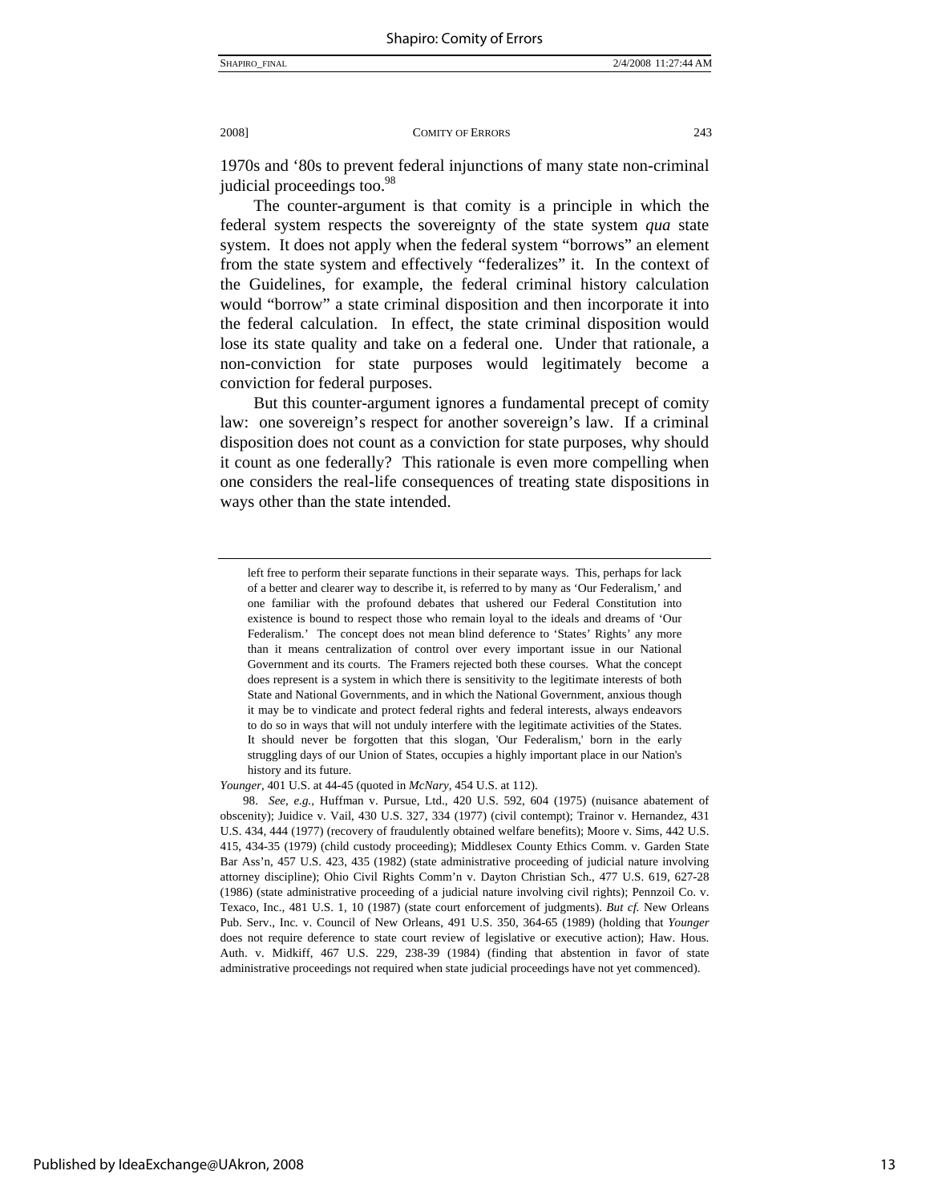1970s and '80s to prevent federal injunctions of many state non-criminal judicial proceedings too.[98]

The counter-argument is that comity is a principle in which the federal system respects the sovereignty of the state system *qua* state system. It does not apply when the federal system "borrows" an element from the state system and effectively "federalizes" it. In the context of the Guidelines, for example, the federal criminal history calculation would "borrow" a state criminal disposition and then incorporate it into the federal calculation. In effect, the state criminal disposition would lose its state quality and take on a federal one. Under that rationale, a non-conviction for state purposes would legitimately become a conviction for federal purposes.

But this counter-argument ignores a fundamental precept of comity law: one sovereign's respect for another sovereign's law. If a criminal disposition does not count as a conviction for state purposes, why should it count as one federally? This rationale is even more compelling when one considers the real-life consequences of treating state dispositions in ways other than the state intended.

---

> left free to perform their separate functions in their separate ways. This, perhaps for lack of a better and clearer way to describe it, is referred to by many as 'Our Federalism,' and one familiar with the profound debates that ushered our Federal Constitution into existence is bound to respect those who remain loyal to the ideals and dreams of 'Our Federalism.' The concept does not mean blind deference to 'States' Rights' any more than it means centralization of control over every important issue in our National Government and its courts. The Framers rejected both these courses. What the concept does represent is a system in which there is sensitivity to the legitimate interests of both State and National Governments, and in which the National Government, anxious though it may be to vindicate and protect federal rights and federal interests, always endeavors to do so in ways that will not unduly interfere with the legitimate activities of the States. It should never be forgotten that this slogan, 'Our Federalism,' born in the early struggling days of our Union of States, occupies a highly important place in our Nation's history and its future.

*Younger*, 401 U.S. at 44-45 (quoted in *McNary*, 454 U.S. at 112).

98. *See, e.g.*, Huffman v. Pursue, Ltd., 420 U.S. 592, 604 (1975) (nuisance abatement of obscenity); Juidice v. Vail, 430 U.S. 327, 334 (1977) (civil contempt); Trainor v. Hernandez, 431 U.S. 434, 444 (1977) (recovery of fraudulently obtained welfare benefits); Moore v. Sims, 442 U.S. 415, 434-35 (1979) (child custody proceeding); Middlesex County Ethics Comm. v. Garden State Bar Ass'n, 457 U.S. 423, 435 (1982) (state administrative proceeding of judicial nature involving attorney discipline); Ohio Civil Rights Comm'n v. Dayton Christian Sch., 477 U.S. 619, 627-28 (1986) (state administrative proceeding of a judicial nature involving civil rights); Pennzoil Co. v. Texaco, Inc., 481 U.S. 1, 10 (1987) (state court enforcement of judgments). *But cf.* New Orleans Pub. Serv., Inc. v. Council of New Orleans, 491 U.S. 350, 364-65 (1989) (holding that *Younger* does not require deference to state court review of legislative or executive action); Haw. Hous. Auth. v. Midkiff, 467 U.S. 229, 238-39 (1984) (finding that abstention in favor of state administrative proceedings not required when state judicial proceedings have not yet commenced).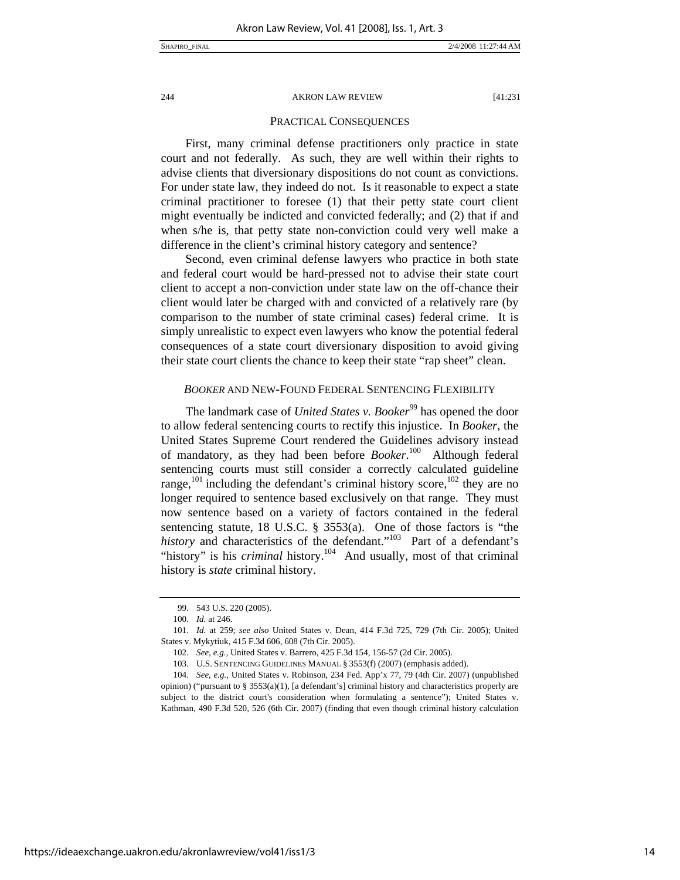## PRACTICAL CONSEQUENCES

First, many criminal defense practitioners only practice in state court and not federally. As such, they are well within their rights to advise clients that diversionary dispositions do not count as convictions. For under state law, they indeed do not. Is it reasonable to expect a state criminal practitioner to foresee (1) that their petty state court client might eventually be indicted and convicted federally; and (2) that if and when s/he is, that petty state non-conviction could very well make a difference in the client's criminal history category and sentence?

Second, even criminal defense lawyers who practice in both state and federal court would be hard-pressed not to advise their state court client to accept a non-conviction under state law on the off-chance their client would later be charged with and convicted of a relatively rare (by comparison to the number of state criminal cases) federal crime. It is simply unrealistic to expect even lawyers who know the potential federal consequences of a state court diversionary disposition to avoid giving their state court clients the chance to keep their state "rap sheet" clean.

## *BOOKER* AND NEW-FOUND FEDERAL SENTENCING FLEXIBILITY

The landmark case of *United States v. Booker*[99] has opened the door to allow federal sentencing courts to rectify this injustice. In *Booker*, the United States Supreme Court rendered the Guidelines advisory instead of mandatory, as they had been before *Booker*.[100] Although federal sentencing courts must still consider a correctly calculated guideline range,[101] including the defendant's criminal history score,[102] they are no longer required to sentence based exclusively on that range. They must now sentence based on a variety of factors contained in the federal sentencing statute, 18 U.S.C. § 3553(a). One of those factors is "the *history* and characteristics of the defendant."[103] Part of a defendant's "history" is his *criminal* history.[104] And usually, most of that criminal history is *state* criminal history.

---

99. 543 U.S. 220 (2005).

100. *Id.* at 246.

101. *Id.* at 259; *see also* United States v. Dean, 414 F.3d 725, 729 (7th Cir. 2005); United States v. Mykytiuk, 415 F.3d 606, 608 (7th Cir. 2005).

102. *See, e.g.*, United States v. Barrero, 425 F.3d 154, 156-57 (2d Cir. 2005).

103. U.S. SENTENCING GUIDELINES MANUAL § 3553(f) (2007) (emphasis added).

104. *See, e.g.*, United States v. Robinson, 234 Fed. App'x 77, 79 (4th Cir. 2007) (unpublished opinion) ("pursuant to § 3553(a)(1), [a defendant's] criminal history and characteristics properly are subject to the district court's consideration when formulating a sentence"); United States v. Kathman, 490 F.3d 520, 526 (6th Cir. 2007) (finding that even though criminal history calculation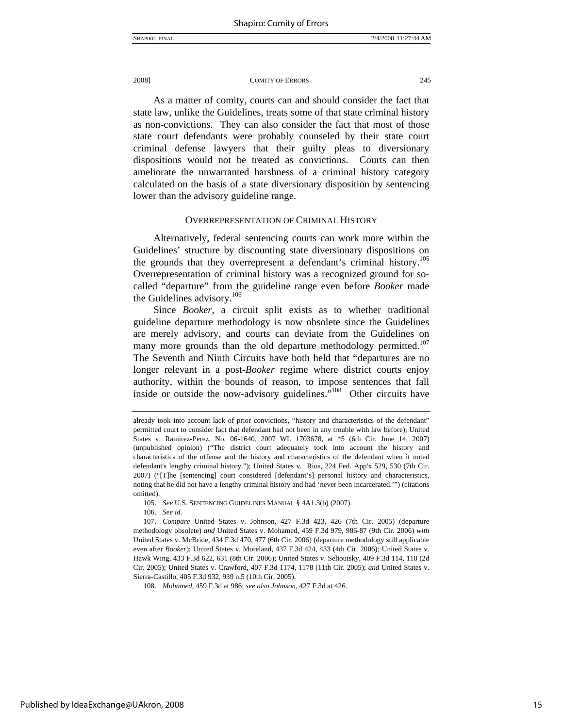As a matter of comity, courts can and should consider the fact that state law, unlike the Guidelines, treats some of that state criminal history as non-convictions. They can also consider the fact that most of those state court defendants were probably counseled by their state court criminal defense lawyers that their guilty pleas to diversionary dispositions would not be treated as convictions. Courts can then ameliorate the unwarranted harshness of a criminal history category calculated on the basis of a state diversionary disposition by sentencing lower than the advisory guideline range.

## OVERREPRESENTATION OF CRIMINAL HISTORY

Alternatively, federal sentencing courts can work more within the Guidelines' structure by discounting state diversionary dispositions on the grounds that they overrepresent a defendant's criminal history.[105] Overrepresentation of criminal history was a recognized ground for so-called "departure" from the guideline range even before *Booker* made the Guidelines advisory.[106]

Since *Booker*, a circuit split exists as to whether traditional guideline departure methodology is now obsolete since the Guidelines are merely advisory, and courts can deviate from the Guidelines on many more grounds than the old departure methodology permitted.[107] The Seventh and Ninth Circuits have both held that "departures are no longer relevant in a post-*Booker* regime where district courts enjoy authority, within the bounds of reason, to impose sentences that fall inside or outside the now-advisory guidelines."[108] Other circuits have

---

already took into account lack of prior convictions, "history and characteristics of the defendant" permitted court to consider fact that defendant had not been in any trouble with law before); United States v. Ramirez-Perez, No. 06-1640, 2007 WL 1703678, at *5 (6th Cir. June 14, 2007) (unpublished opinion) ("The district court adequately took into account the history and characteristics of the offense and the history and characteristics of the defendant when it noted defendant's lengthy criminal history."); United States v. Rios, 224 Fed. App'x 529, 530 (7th Cir. 2007) ("[T]he [sentencing] court considered [defendant's] personal history and characteristics, noting that he did not have a lengthy criminal history and had 'never been incarcerated.'") (citations omitted).

105. *See* U.S. SENTENCING GUIDELINES MANUAL § 4A1.3(b) (2007).

106. *See id.*

107. *Compare* United States v. Johnson, 427 F.3d 423, 426 (7th Cir. 2005) (departure methodology obsolete) *and* United States v. Mohamed, 459 F.3d 979, 986-87 (9th Cir. 2006) *with* United States v. McBride, 434 F.3d 470, 477 (6th Cir. 2006) (departure methodology still applicable even after *Booker*); United States v. Moreland, 437 F.3d 424, 433 (4th Cir. 2006); United States v. Hawk Wing, 433 F.3d 622, 631 (8th Cir. 2006); United States v. Selioutsky, 409 F.3d 114, 118 (2d Cir. 2005); United States v. Crawford, 407 F.3d 1174, 1178 (11th Cir. 2005); *and* United States v. Sierra-Castillo, 405 F.3d 932, 939 n.5 (10th Cir. 2005).

108. *Mohamed*, 459 F.3d at 986; *see also Johnson*, 427 F.3d at 426.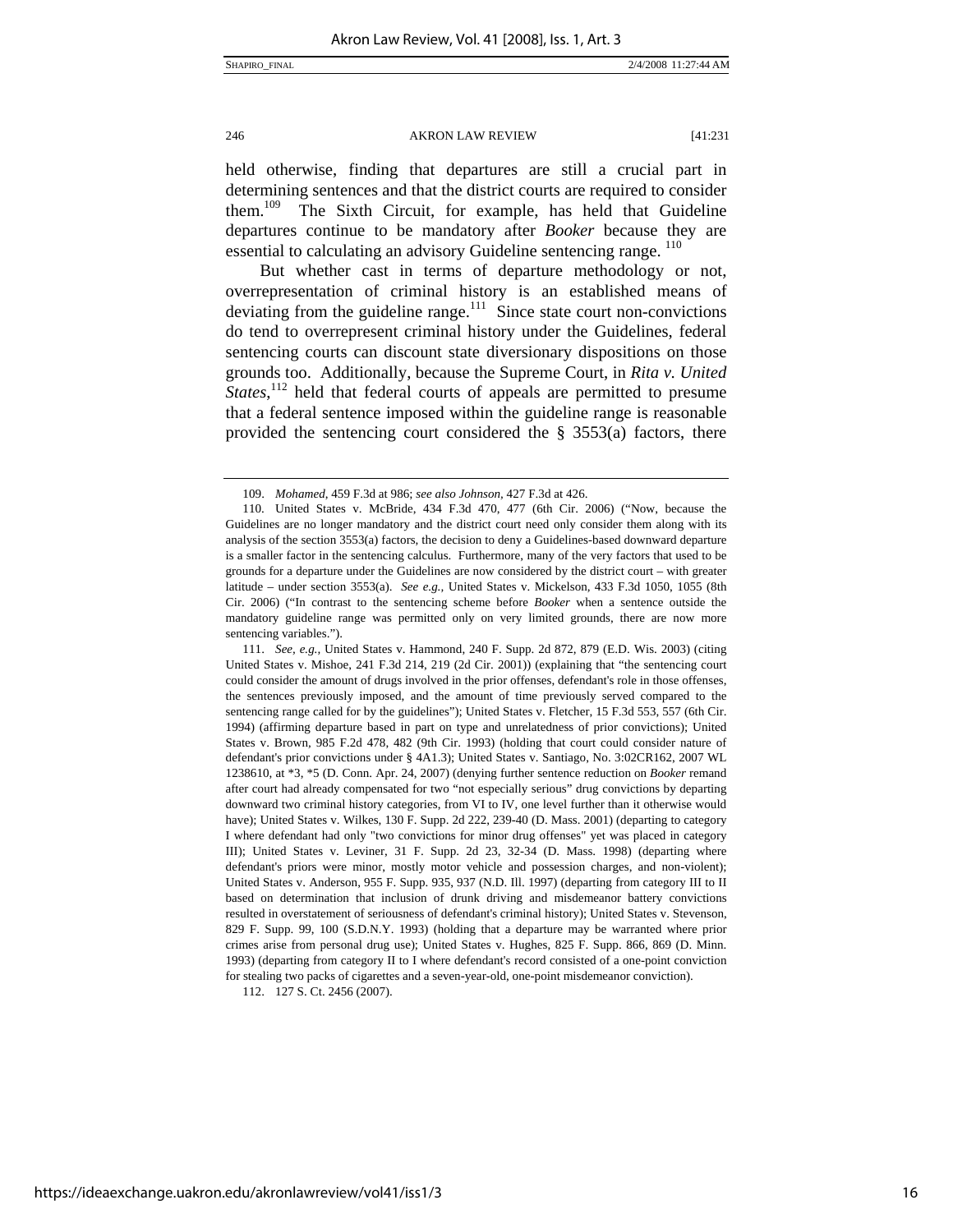held otherwise, finding that departures are still a crucial part in determining sentences and that the district courts are required to consider them.[109] The Sixth Circuit, for example, has held that Guideline departures continue to be mandatory after *Booker* because they are essential to calculating an advisory Guideline sentencing range.[110]

But whether cast in terms of departure methodology or not, overrepresentation of criminal history is an established means of deviating from the guideline range.[111] Since state court non-convictions do tend to overrepresent criminal history under the Guidelines, federal sentencing courts can discount state diversionary dispositions on those grounds too. Additionally, because the Supreme Court, in *Rita v. United States*,[112] held that federal courts of appeals are permitted to presume that a federal sentence imposed within the guideline range is reasonable provided the sentencing court considered the § 3553(a) factors, there

---

109. *Mohamed*, 459 F.3d at 986; *see also Johnson*, 427 F.3d at 426.

110. United States v. McBride, 434 F.3d 470, 477 (6th Cir. 2006) ("Now, because the Guidelines are no longer mandatory and the district court need only consider them along with its analysis of the section 3553(a) factors, the decision to deny a Guidelines-based downward departure is a smaller factor in the sentencing calculus. Furthermore, many of the very factors that used to be grounds for a departure under the Guidelines are now considered by the district court – with greater latitude – under section 3553(a). *See e.g.*, United States v. Mickelson, 433 F.3d 1050, 1055 (8th Cir. 2006) ("In contrast to the sentencing scheme before *Booker* when a sentence outside the mandatory guideline range was permitted only on very limited grounds, there are now more sentencing variables.").

111. *See, e.g.*, United States v. Hammond, 240 F. Supp. 2d 872, 879 (E.D. Wis. 2003) (citing United States v. Mishoe, 241 F.3d 214, 219 (2d Cir. 2001)) (explaining that "the sentencing court could consider the amount of drugs involved in the prior offenses, defendant's role in those offenses, the sentences previously imposed, and the amount of time previously served compared to the sentencing range called for by the guidelines"); United States v. Fletcher, 15 F.3d 553, 557 (6th Cir. 1994) (affirming departure based in part on type and unrelatedness of prior convictions); United States v. Brown, 985 F.2d 478, 482 (9th Cir. 1993) (holding that court could consider nature of defendant's prior convictions under § 4A1.3); United States v. Santiago, No. 3:02CR162, 2007 WL 1238610, at *3, *5 (D. Conn. Apr. 24, 2007) (denying further sentence reduction on *Booker* remand after court had already compensated for two "not especially serious" drug convictions by departing downward two criminal history categories, from VI to IV, one level further than it otherwise would have); United States v. Wilkes, 130 F. Supp. 2d 222, 239-40 (D. Mass. 2001) (departing to category I where defendant had only "two convictions for minor drug offenses" yet was placed in category III); United States v. Leviner, 31 F. Supp. 2d 23, 32-34 (D. Mass. 1998) (departing where defendant's priors were minor, mostly motor vehicle and possession charges, and non-violent); United States v. Anderson, 955 F. Supp. 935, 937 (N.D. Ill. 1997) (departing from category III to II based on determination that inclusion of drunk driving and misdemeanor battery convictions resulted in overstatement of seriousness of defendant's criminal history); United States v. Stevenson, 829 F. Supp. 99, 100 (S.D.N.Y. 1993) (holding that a departure may be warranted where prior crimes arise from personal drug use); United States v. Hughes, 825 F. Supp. 866, 869 (D. Minn. 1993) (departing from category II to I where defendant's record consisted of a one-point conviction for stealing two packs of cigarettes and a seven-year-old, one-point misdemeanor conviction).

112. 127 S. Ct. 2456 (2007).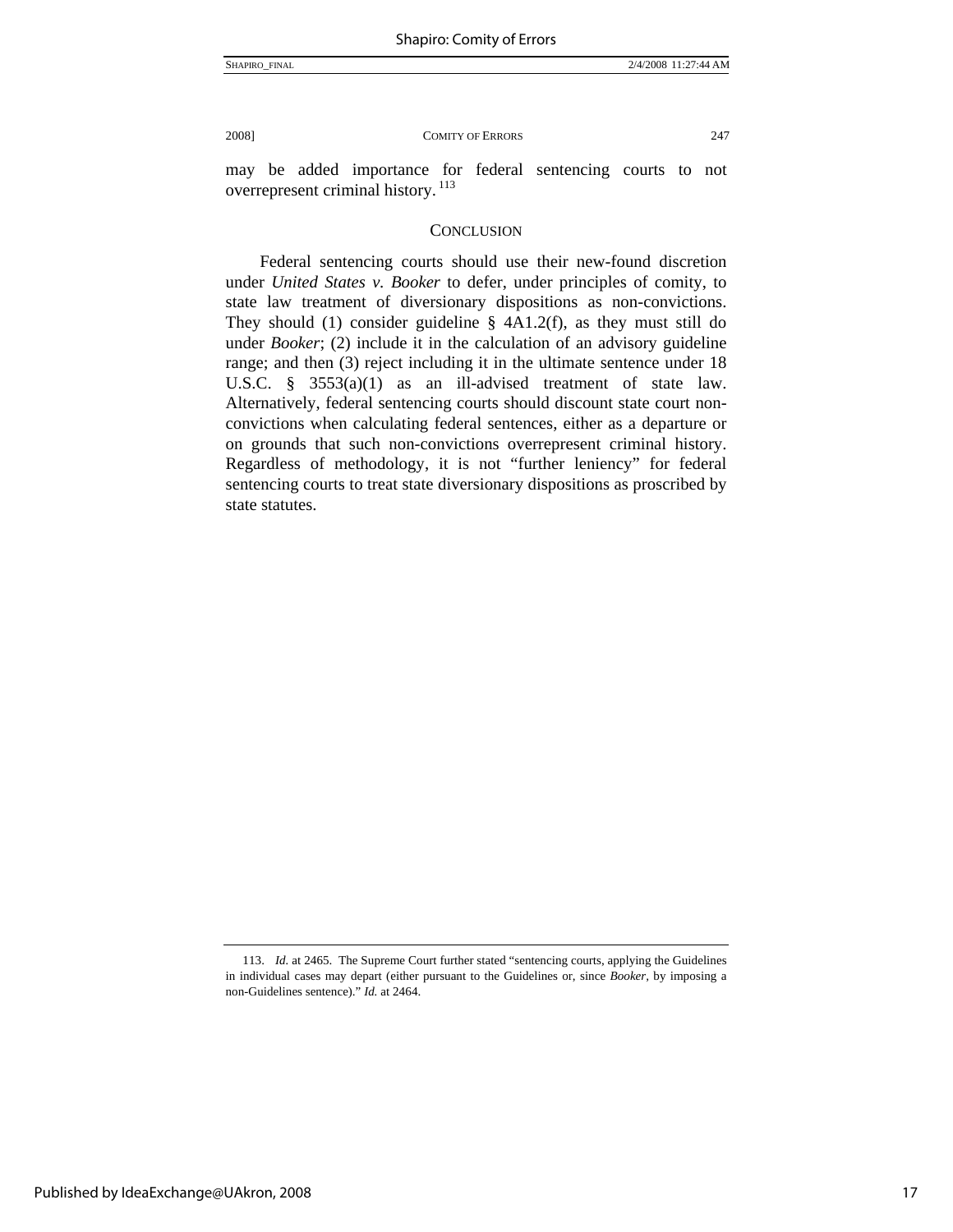may be added importance for federal sentencing courts to not overrepresent criminal history.[113]

## Conclusion

Federal sentencing courts should use their new-found discretion under *United States v. Booker* to defer, under principles of comity, to state law treatment of diversionary dispositions as non-convictions. They should (1) consider guideline § 4A1.2(f), as they must still do under *Booker*; (2) include it in the calculation of an advisory guideline range; and then (3) reject including it in the ultimate sentence under 18 U.S.C. § 3553(a)(1) as an ill-advised treatment of state law. Alternatively, federal sentencing courts should discount state court non-convictions when calculating federal sentences, either as a departure or on grounds that such non-convictions overrepresent criminal history. Regardless of methodology, it is not "further leniency" for federal sentencing courts to treat state diversionary dispositions as proscribed by state statutes.

---

113. *Id.* at 2465. The Supreme Court further stated "sentencing courts, applying the Guidelines in individual cases may depart (either pursuant to the Guidelines or, since *Booker*, by imposing a non-Guidelines sentence)." *Id.* at 2464.